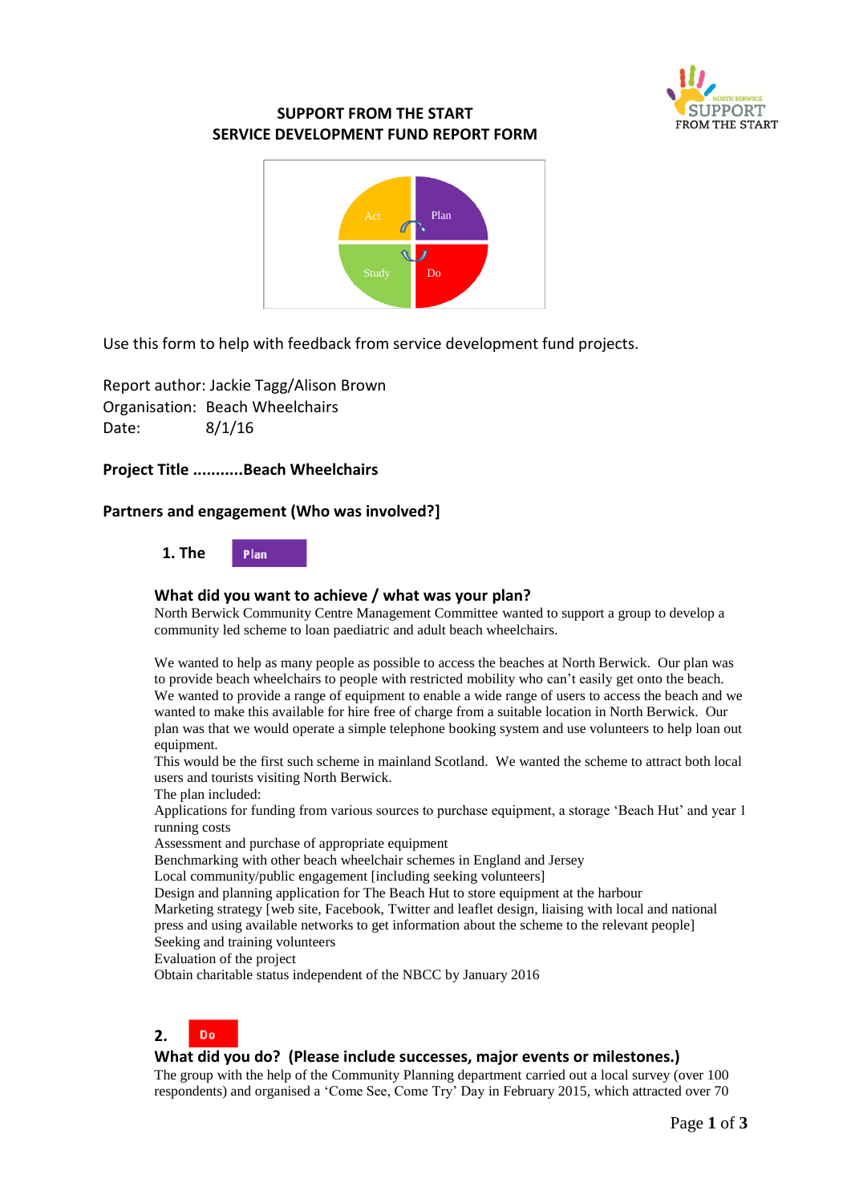# SUPPORT FROM THE START
## SERVICE DEVELOPMENT FUND REPORT FORM

Act | Plan | Study | Do

Use this form to help with feedback from service development fund projects.

Report author: Jackie Tagg/Alison Brown
Organisation: Beach Wheelchairs
Date: 8/1/16

**Project Title ...........Beach Wheelchairs**

**Partners and engagement (Who was involved?]**

### 1. The Plan

### What did you want to achieve / what was your plan?

North Berwick Community Centre Management Committee wanted to support a group to develop a community led scheme to loan paediatric and adult beach wheelchairs.

We wanted to help as many people as possible to access the beaches at North Berwick. Our plan was to provide beach wheelchairs to people with restricted mobility who can't easily get onto the beach. We wanted to provide a range of equipment to enable a wide range of users to access the beach and we wanted to make this available for hire free of charge from a suitable location in North Berwick. Our plan was that we would operate a simple telephone booking system and use volunteers to help loan out equipment.
This would be the first such scheme in mainland Scotland. We wanted the scheme to attract both local users and tourists visiting North Berwick.
The plan included:
Applications for funding from various sources to purchase equipment, a storage 'Beach Hut' and year 1 running costs
Assessment and purchase of appropriate equipment
Benchmarking with other beach wheelchair schemes in England and Jersey
Local community/public engagement [including seeking volunteers]
Design and planning application for The Beach Hut to store equipment at the harbour
Marketing strategy [web site, Facebook, Twitter and leaflet design, liaising with local and national press and using available networks to get information about the scheme to the relevant people]
Seeking and training volunteers
Evaluation of the project
Obtain charitable status independent of the NBCC by January 2016

### 2. Do

### What did you do? (Please include successes, major events or milestones.)

The group with the help of the Community Planning department carried out a local survey (over 100 respondents) and organised a 'Come See, Come Try' Day in February 2015, which attracted over 70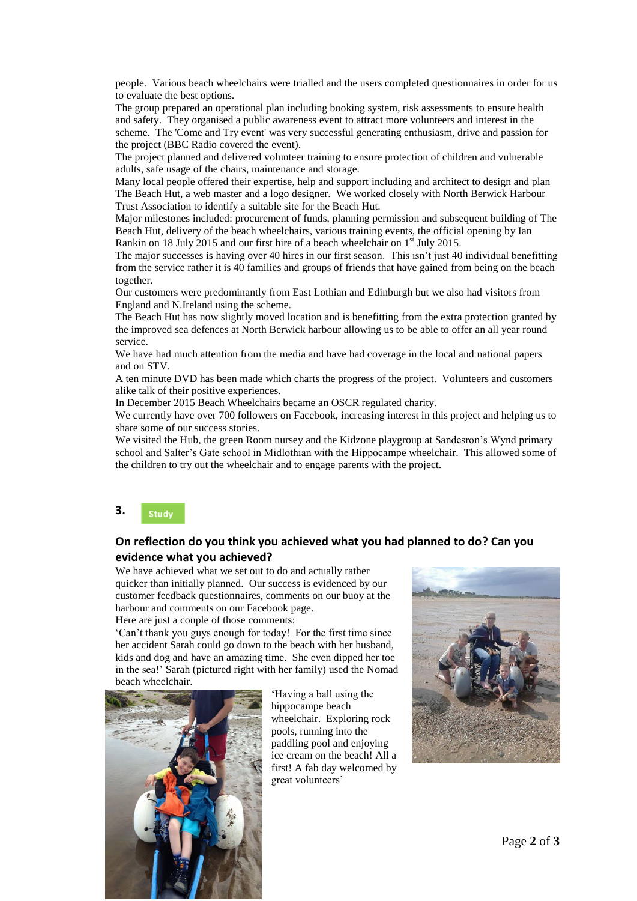people. Various beach wheelchairs were trialled and the users completed questionnaires in order for us to evaluate the best options.

The group prepared an operational plan including booking system, risk assessments to ensure health and safety. They organised a public awareness event to attract more volunteers and interest in the scheme. The 'Come and Try event' was very successful generating enthusiasm, drive and passion for the project (BBC Radio covered the event).

The project planned and delivered volunteer training to ensure protection of children and vulnerable adults, safe usage of the chairs, maintenance and storage.

Many local people offered their expertise, help and support including and architect to design and plan The Beach Hut, a web master and a logo designer. We worked closely with North Berwick Harbour Trust Association to identify a suitable site for the Beach Hut.

Major milestones included: procurement of funds, planning permission and subsequent building of The Beach Hut, delivery of the beach wheelchairs, various training events, the official opening by Ian Rankin on 18 July 2015 and our first hire of a beach wheelchair on 1st July 2015.

The major successes is having over 40 hires in our first season. This isn't just 40 individual benefitting from the service rather it is 40 families and groups of friends that have gained from being on the beach together.

Our customers were predominantly from East Lothian and Edinburgh but we also had visitors from England and N.Ireland using the scheme.

The Beach Hut has now slightly moved location and is benefitting from the extra protection granted by the improved sea defences at North Berwick harbour allowing us to be able to offer an all year round service.

We have had much attention from the media and have had coverage in the local and national papers and on STV.

A ten minute DVD has been made which charts the progress of the project. Volunteers and customers alike talk of their positive experiences.

In December 2015 Beach Wheelchairs became an OSCR regulated charity.

We currently have over 700 followers on Facebook, increasing interest in this project and helping us to share some of our success stories.

We visited the Hub, the green Room nursey and the Kidzone playgroup at Sandesron's Wynd primary school and Salter's Gate school in Midlothian with the Hippocampe wheelchair. This allowed some of the children to try out the wheelchair and to engage parents with the project.

**3.** Study

## On reflection do you think you achieved what you had planned to do? Can you evidence what you achieved?

We have achieved what we set out to do and actually rather quicker than initially planned. Our success is evidenced by our customer feedback questionnaires, comments on our buoy at the harbour and comments on our Facebook page.

Here are just a couple of those comments:

'Can't thank you guys enough for today! For the first time since her accident Sarah could go down to the beach with her husband, kids and dog and have an amazing time. She even dipped her toe in the sea!' Sarah (pictured right with her family) used the Nomad beach wheelchair.

'Having a ball using the hippocampe beach wheelchair. Exploring rock pools, running into the paddling pool and enjoying ice cream on the beach! All a first! A fab day welcomed by great volunteers'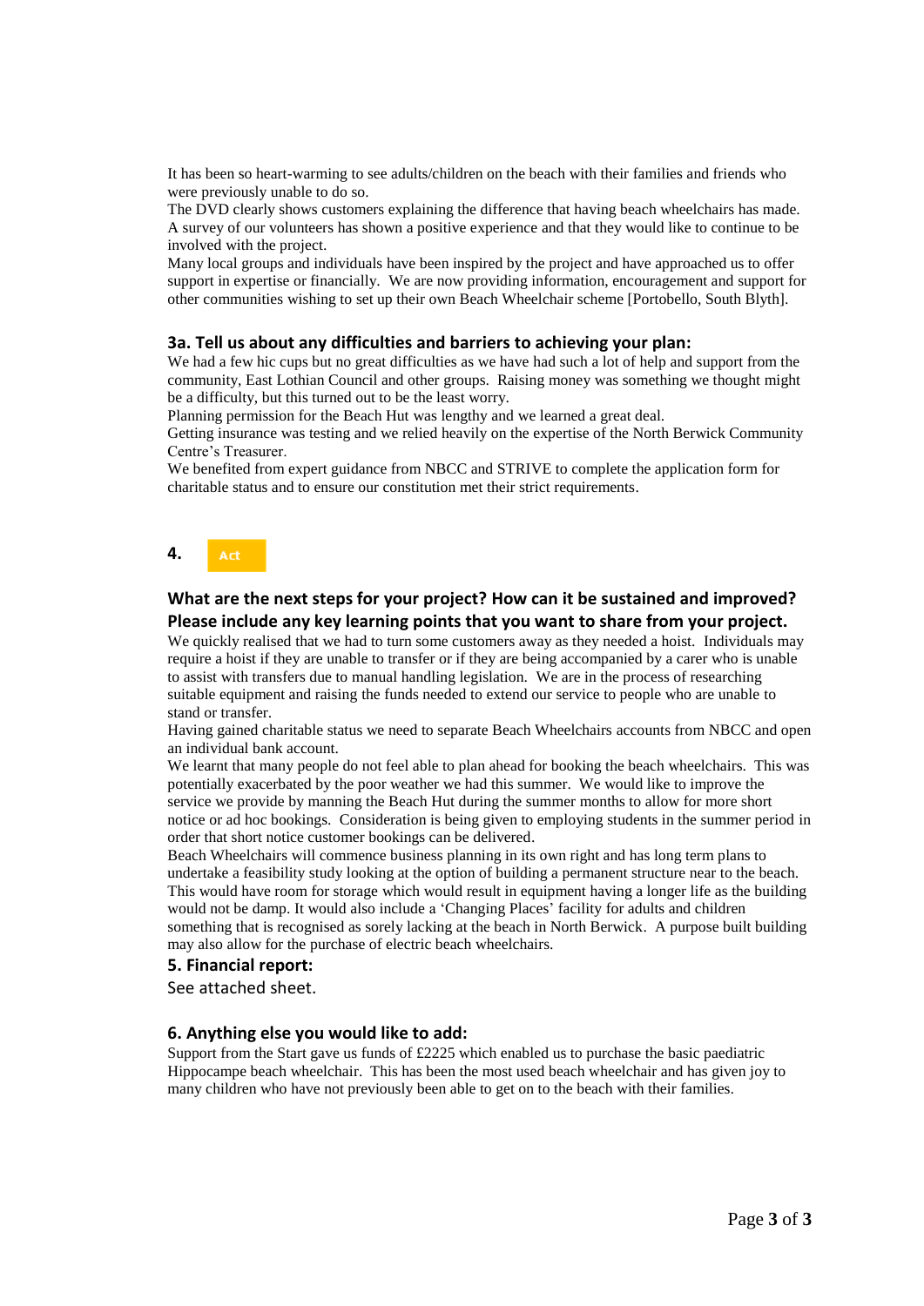It has been so heart-warming to see adults/children on the beach with their families and friends who were previously unable to do so.

The DVD clearly shows customers explaining the difference that having beach wheelchairs has made.

A survey of our volunteers has shown a positive experience and that they would like to continue to be involved with the project.

Many local groups and individuals have been inspired by the project and have approached us to offer support in expertise or financially. We are now providing information, encouragement and support for other communities wishing to set up their own Beach Wheelchair scheme [Portobello, South Blyth].

### 3a. Tell us about any difficulties and barriers to achieving your plan:

We had a few hic cups but no great difficulties as we have had such a lot of help and support from the community, East Lothian Council and other groups. Raising money was something we thought might be a difficulty, but this turned out to be the least worry.

Planning permission for the Beach Hut was lengthy and we learned a great deal.

Getting insurance was testing and we relied heavily on the expertise of the North Berwick Community Centre's Treasurer.

We benefited from expert guidance from NBCC and STRIVE to complete the application form for charitable status and to ensure our constitution met their strict requirements.

## 4. Act

### What are the next steps for your project? How can it be sustained and improved? Please include any key learning points that you want to share from your project.

We quickly realised that we had to turn some customers away as they needed a hoist. Individuals may require a hoist if they are unable to transfer or if they are being accompanied by a carer who is unable to assist with transfers due to manual handling legislation. We are in the process of researching suitable equipment and raising the funds needed to extend our service to people who are unable to stand or transfer.

Having gained charitable status we need to separate Beach Wheelchairs accounts from NBCC and open an individual bank account.

We learnt that many people do not feel able to plan ahead for booking the beach wheelchairs. This was potentially exacerbated by the poor weather we had this summer. We would like to improve the service we provide by manning the Beach Hut during the summer months to allow for more short notice or ad hoc bookings. Consideration is being given to employing students in the summer period in order that short notice customer bookings can be delivered.

Beach Wheelchairs will commence business planning in its own right and has long term plans to undertake a feasibility study looking at the option of building a permanent structure near to the beach. This would have room for storage which would result in equipment having a longer life as the building would not be damp. It would also include a 'Changing Places' facility for adults and children something that is recognised as sorely lacking at the beach in North Berwick. A purpose built building may also allow for the purchase of electric beach wheelchairs.

### 5. Financial report:

See attached sheet.

### 6. Anything else you would like to add:

Support from the Start gave us funds of £2225 which enabled us to purchase the basic paediatric Hippocampe beach wheelchair. This has been the most used beach wheelchair and has given joy to many children who have not previously been able to get on to the beach with their families.